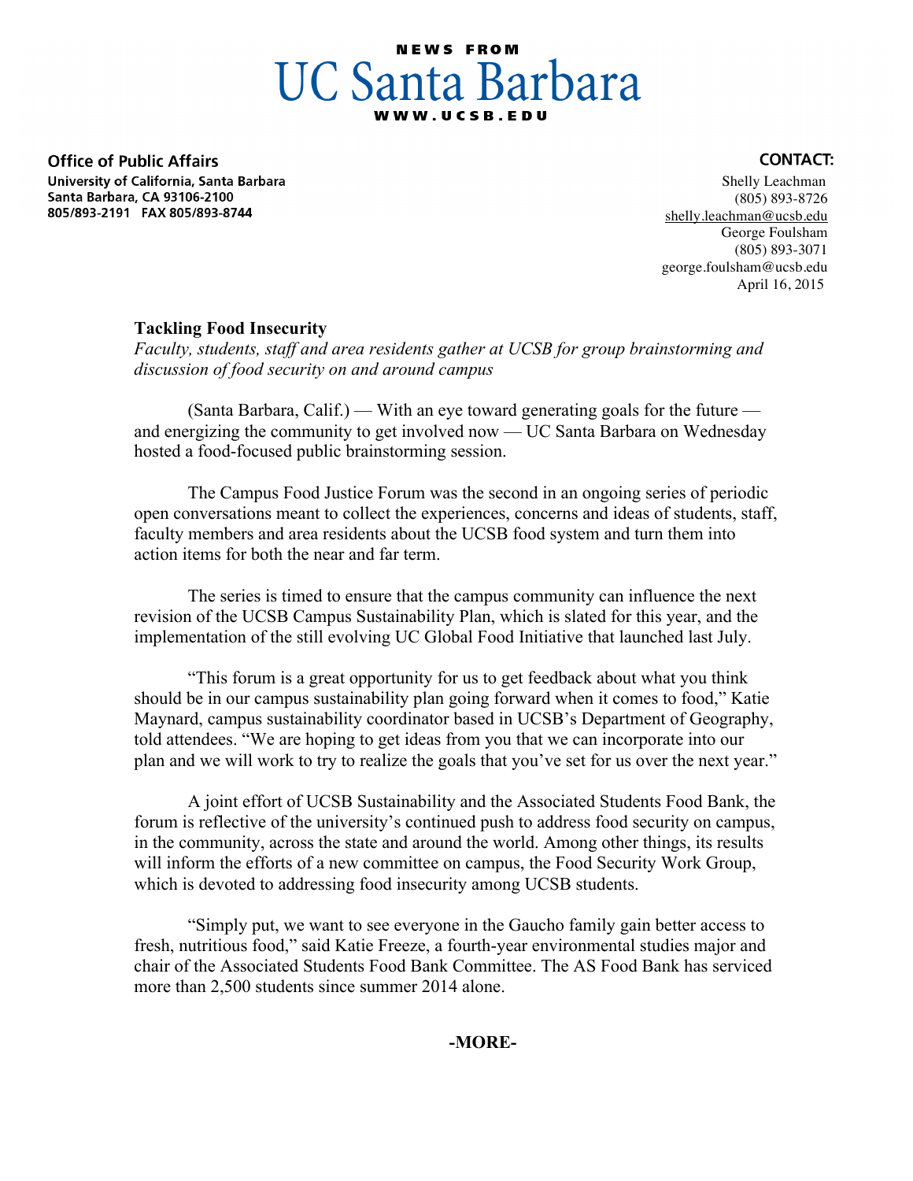**NEWS FROM**

# UC Santa Barbara

**WWW.UCSB.EDU**

**Office of Public Affairs**
**University of California, Santa Barbara**
**Santa Barbara, CA 93106-2100**
**805/893-2191 FAX 805/893-8744**

**CONTACT:**
Shelly Leachman
(805) 893-8726
shelly.leachman@ucsb.edu
George Foulsham
(805) 893-3071
george.foulsham@ucsb.edu
April 16, 2015

**Tackling Food Insecurity**

*Faculty, students, staff and area residents gather at UCSB for group brainstorming and discussion of food security on and around campus*

(Santa Barbara, Calif.) — With an eye toward generating goals for the future — and energizing the community to get involved now — UC Santa Barbara on Wednesday hosted a food-focused public brainstorming session.

The Campus Food Justice Forum was the second in an ongoing series of periodic open conversations meant to collect the experiences, concerns and ideas of students, staff, faculty members and area residents about the UCSB food system and turn them into action items for both the near and far term.

The series is timed to ensure that the campus community can influence the next revision of the UCSB Campus Sustainability Plan, which is slated for this year, and the implementation of the still evolving UC Global Food Initiative that launched last July.

"This forum is a great opportunity for us to get feedback about what you think should be in our campus sustainability plan going forward when it comes to food," Katie Maynard, campus sustainability coordinator based in UCSB's Department of Geography, told attendees. "We are hoping to get ideas from you that we can incorporate into our plan and we will work to try to realize the goals that you've set for us over the next year."

A joint effort of UCSB Sustainability and the Associated Students Food Bank, the forum is reflective of the university's continued push to address food security on campus, in the community, across the state and around the world. Among other things, its results will inform the efforts of a new committee on campus, the Food Security Work Group, which is devoted to addressing food insecurity among UCSB students.

"Simply put, we want to see everyone in the Gaucho family gain better access to fresh, nutritious food," said Katie Freeze, a fourth-year environmental studies major and chair of the Associated Students Food Bank Committee. The AS Food Bank has serviced more than 2,500 students since summer 2014 alone.

**-MORE-**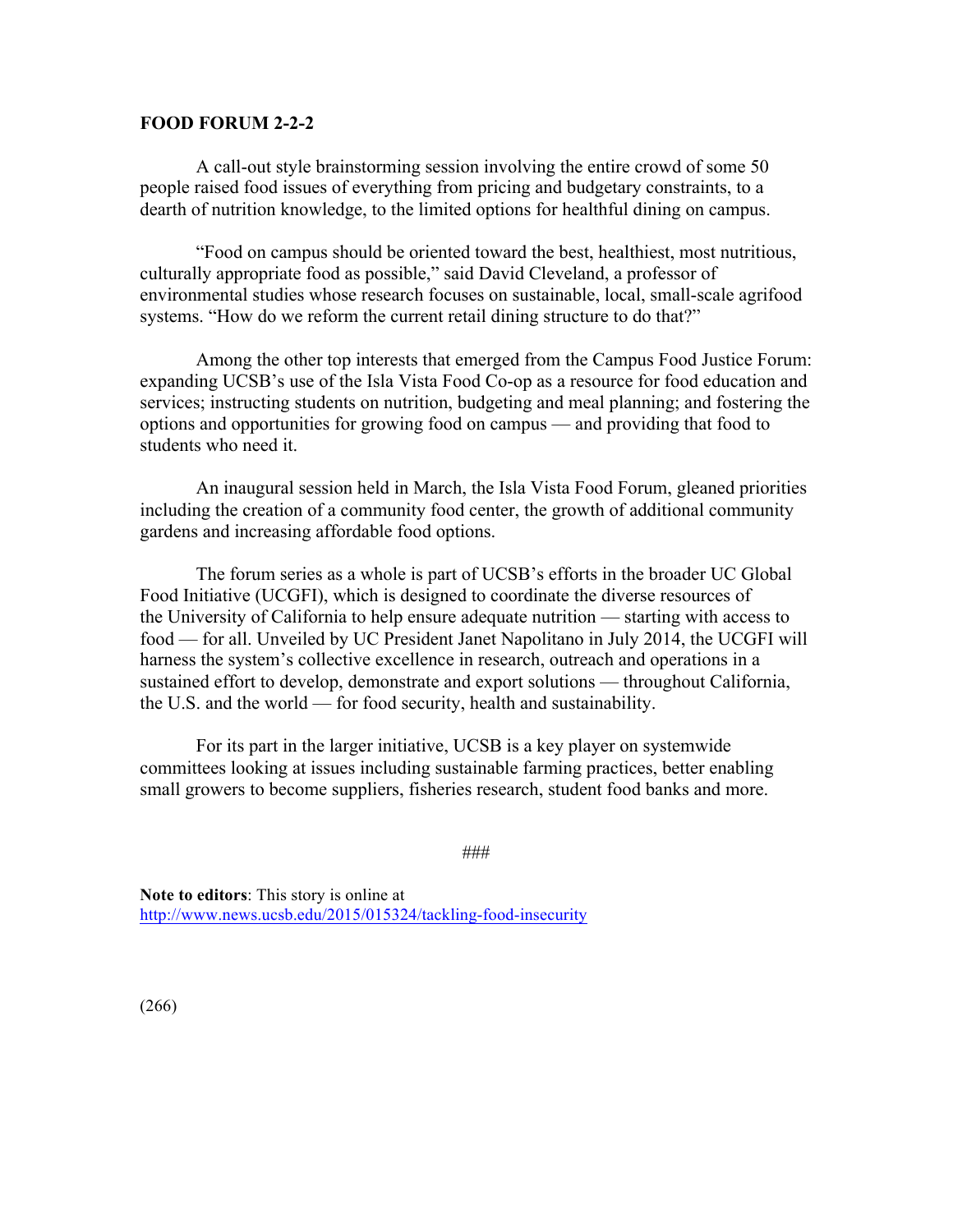**FOOD FORUM 2-2-2**

A call-out style brainstorming session involving the entire crowd of some 50 people raised food issues of everything from pricing and budgetary constraints, to a dearth of nutrition knowledge, to the limited options for healthful dining on campus.

"Food on campus should be oriented toward the best, healthiest, most nutritious, culturally appropriate food as possible," said David Cleveland, a professor of environmental studies whose research focuses on sustainable, local, small-scale agrifood systems. "How do we reform the current retail dining structure to do that?"

Among the other top interests that emerged from the Campus Food Justice Forum: expanding UCSB's use of the Isla Vista Food Co-op as a resource for food education and services; instructing students on nutrition, budgeting and meal planning; and fostering the options and opportunities for growing food on campus — and providing that food to students who need it.

An inaugural session held in March, the Isla Vista Food Forum, gleaned priorities including the creation of a community food center, the growth of additional community gardens and increasing affordable food options.

The forum series as a whole is part of UCSB's efforts in the broader UC Global Food Initiative (UCGFI), which is designed to coordinate the diverse resources of the University of California to help ensure adequate nutrition — starting with access to food — for all. Unveiled by UC President Janet Napolitano in July 2014, the UCGFI will harness the system's collective excellence in research, outreach and operations in a sustained effort to develop, demonstrate and export solutions — throughout California, the U.S. and the world — for food security, health and sustainability.

For its part in the larger initiative, UCSB is a key player on systemwide committees looking at issues including sustainable farming practices, better enabling small growers to become suppliers, fisheries research, student food banks and more.

###

**Note to editors**: This story is online at http://www.news.ucsb.edu/2015/015324/tackling-food-insecurity

(266)